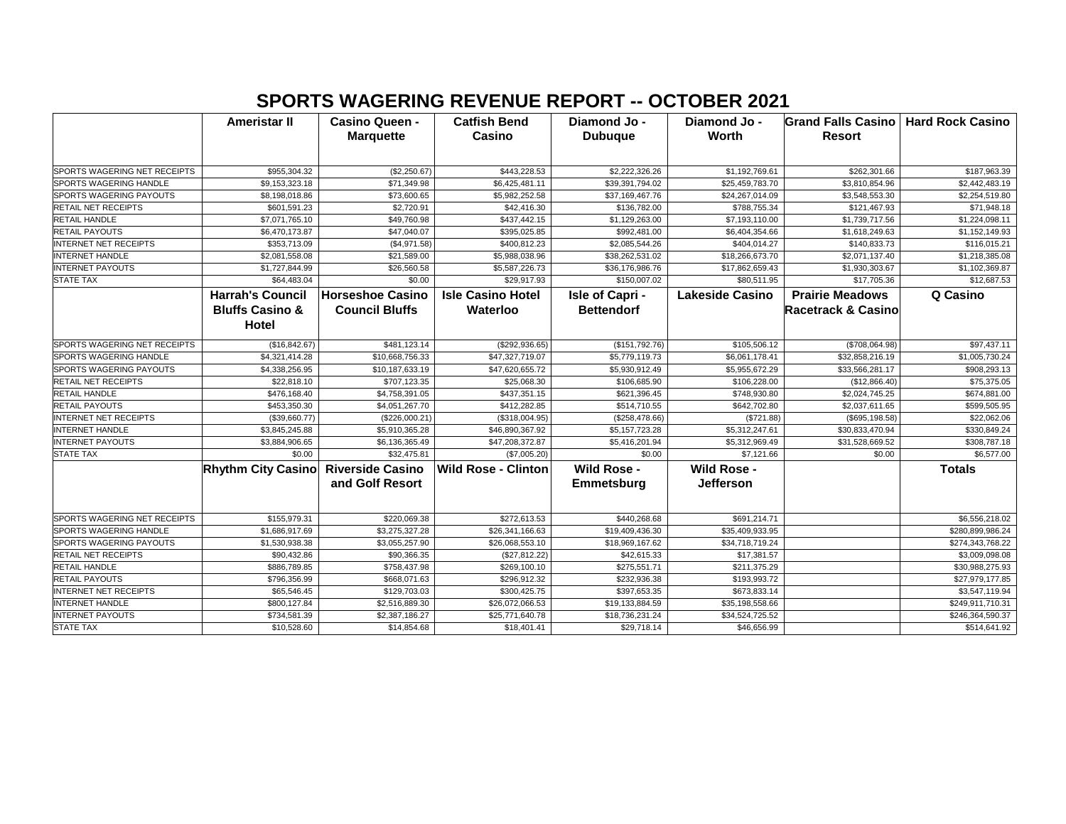# SPORTS WAGERING REVENUE REPORT -- OCTOBER 2021

| | Ameristar II | Casino Queen - Marquette | Catfish Bend Casino | Diamond Jo - Dubuque | Diamond Jo - Worth | Grand Falls Casino Resort | Hard Rock Casino |
|---|---|---|---|---|---|---|---|
| SPORTS WAGERING NET RECEIPTS | $955,304.32 | ($2,250.67) | $443,228.53 | $2,222,326.26 | $1,192,769.61 | $262,301.66 | $187,963.39 |
| SPORTS WAGERING HANDLE | $9,153,323.18 | $71,349.98 | $6,425,481.11 | $39,391,794.02 | $25,459,783.70 | $3,810,854.96 | $2,442,483.19 |
| SPORTS WAGERING PAYOUTS | $8,198,018.86 | $73,600.65 | $5,982,252.58 | $37,169,467.76 | $24,267,014.09 | $3,548,553.30 | $2,254,519.80 |
| RETAIL NET RECEIPTS | $601,591.23 | $2,720.91 | $42,416.30 | $136,782.00 | $788,755.34 | $121,467.93 | $71,948.18 |
| RETAIL HANDLE | $7,071,765.10 | $49,760.98 | $437,442.15 | $1,129,263.00 | $7,193,110.00 | $1,739,717.56 | $1,224,098.11 |
| RETAIL PAYOUTS | $6,470,173.87 | $47,040.07 | $395,025.85 | $992,481.00 | $6,404,354.66 | $1,618,249.63 | $1,152,149.93 |
| INTERNET NET RECEIPTS | $353,713.09 | ($4,971.58) | $400,812.23 | $2,085,544.26 | $404,014.27 | $140,833.73 | $116,015.21 |
| INTERNET HANDLE | $2,081,558.08 | $21,589.00 | $5,988,038.96 | $38,262,531.02 | $18,266,673.70 | $2,071,137.40 | $1,218,385.08 |
| INTERNET PAYOUTS | $1,727,844.99 | $26,560.58 | $5,587,226.73 | $36,176,986.76 | $17,862,659.43 | $1,930,303.67 | $1,102,369.87 |
| STATE TAX | $64,483.04 | $0.00 | $29,917.93 | $150,007.02 | $80,511.95 | $17,705.36 | $12,687.53 |
| | **Harrah's Council Bluffs Casino & Hotel** | **Horseshoe Casino Council Bluffs** | **Isle Casino Hotel Waterloo** | **Isle of Capri - Bettendorf** | **Lakeside Casino** | **Prairie Meadows Racetrack & Casino** | **Q Casino** |
| SPORTS WAGERING NET RECEIPTS | ($16,842.67) | $481,123.14 | ($292,936.65) | ($151,792.76) | $105,506.12 | ($708,064.98) | $97,437.11 |
| SPORTS WAGERING HANDLE | $4,321,414.28 | $10,668,756.33 | $47,327,719.07 | $5,779,119.73 | $6,061,178.41 | $32,858,216.19 | $1,005,730.24 |
| SPORTS WAGERING PAYOUTS | $4,338,256.95 | $10,187,633.19 | $47,620,655.72 | $5,930,912.49 | $5,955,672.29 | $33,566,281.17 | $908,293.13 |
| RETAIL NET RECEIPTS | $22,818.10 | $707,123.35 | $25,068.30 | $106,685.90 | $106,228.00 | ($12,866.40) | $75,375.05 |
| RETAIL HANDLE | $476,168.40 | $4,758,391.05 | $437,351.15 | $621,396.45 | $748,930.80 | $2,024,745.25 | $674,881.00 |
| RETAIL PAYOUTS | $453,350.30 | $4,051,267.70 | $412,282.85 | $514,710.55 | $642,702.80 | $2,037,611.65 | $599,505.95 |
| INTERNET NET RECEIPTS | ($39,660.77) | ($226,000.21) | ($318,004.95) | ($258,478.66) | ($721.88) | ($695,198.58) | $22,062.06 |
| INTERNET HANDLE | $3,845,245.88 | $5,910,365.28 | $46,890,367.92 | $5,157,723.28 | $5,312,247.61 | $30,833,470.94 | $330,849.24 |
| INTERNET PAYOUTS | $3,884,906.65 | $6,136,365.49 | $47,208,372.87 | $5,416,201.94 | $5,312,969.49 | $31,528,669.52 | $308,787.18 |
| STATE TAX | $0.00 | $32,475.81 | ($7,005.20) | $0.00 | $7,121.66 | $0.00 | $6,577.00 |
| | **Rhythm City Casino** | **Riverside Casino and Golf Resort** | **Wild Rose - Clinton** | **Wild Rose - Emmetsburg** | **Wild Rose - Jefferson** | | **Totals** |
| SPORTS WAGERING NET RECEIPTS | $155,979.31 | $220,069.38 | $272,613.53 | $440,268.68 | $691,214.71 | | $6,556,218.02 |
| SPORTS WAGERING HANDLE | $1,686,917.69 | $3,275,327.28 | $26,341,166.63 | $19,409,436.30 | $35,409,933.95 | | $280,899,986.24 |
| SPORTS WAGERING PAYOUTS | $1,530,938.38 | $3,055,257.90 | $26,068,553.10 | $18,969,167.62 | $34,718,719.24 | | $274,343,768.22 |
| RETAIL NET RECEIPTS | $90,432.86 | $90,366.35 | ($27,812.22) | $42,615.33 | $17,381.57 | | $3,009,098.08 |
| RETAIL HANDLE | $886,789.85 | $758,437.98 | $269,100.10 | $275,551.71 | $211,375.29 | | $30,988,275.93 |
| RETAIL PAYOUTS | $796,356.99 | $668,071.63 | $296,912.32 | $232,936.38 | $193,993.72 | | $27,979,177.85 |
| INTERNET NET RECEIPTS | $65,546.45 | $129,703.03 | $300,425.75 | $397,653.35 | $673,833.14 | | $3,547,119.94 |
| INTERNET HANDLE | $800,127.84 | $2,516,889.30 | $26,072,066.53 | $19,133,884.59 | $35,198,558.66 | | $249,911,710.31 |
| INTERNET PAYOUTS | $734,581.39 | $2,387,186.27 | $25,771,640.78 | $18,736,231.24 | $34,524,725.52 | | $246,364,590.37 |
| STATE TAX | $10,528.60 | $14,854.68 | $18,401.41 | $29,718.14 | $46,656.99 | | $514,641.92 |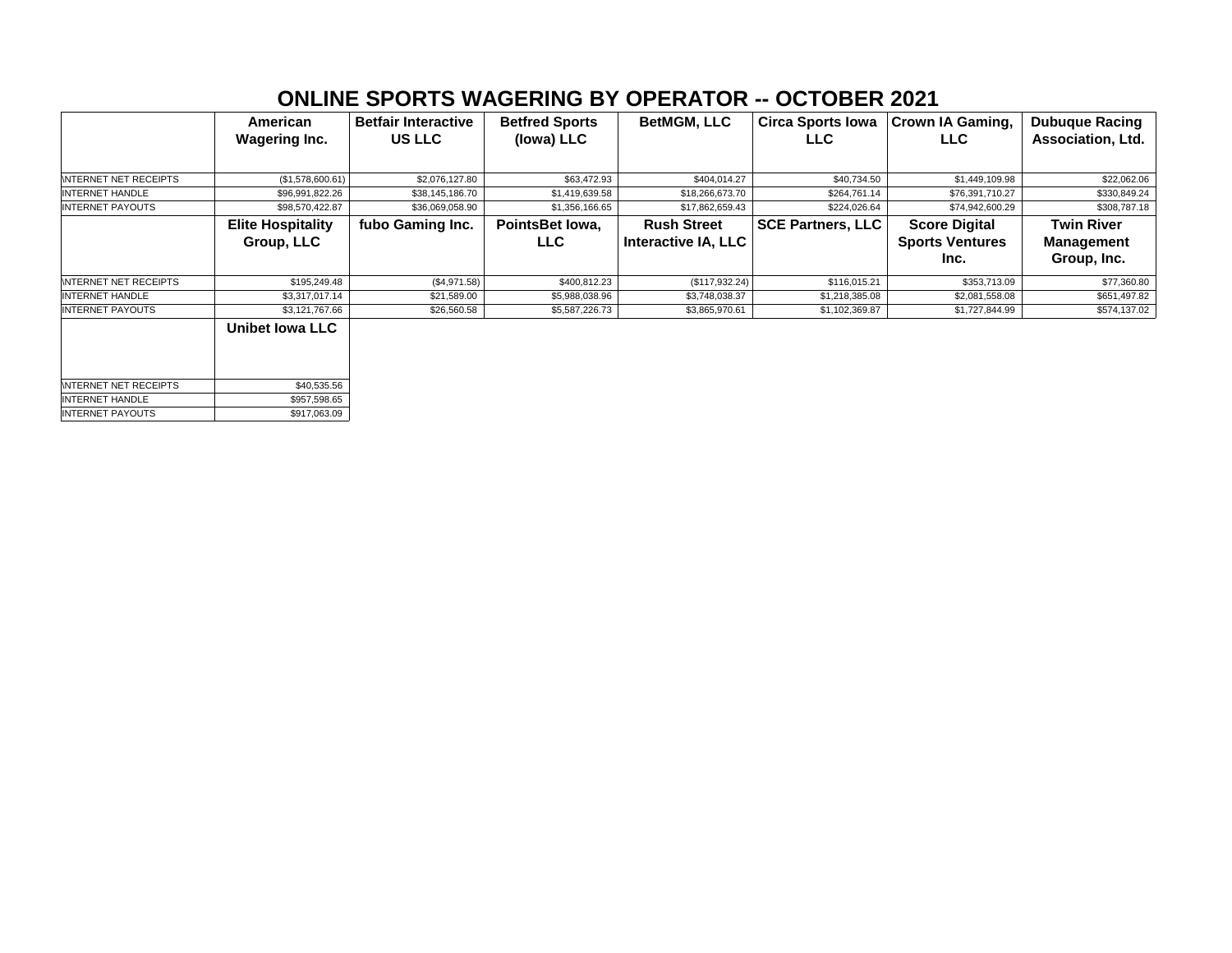# ONLINE SPORTS WAGERING BY OPERATOR -- OCTOBER 2021

| | American Wagering Inc. | Betfair Interactive US LLC | Betfred Sports (Iowa) LLC | BetMGM, LLC | Circa Sports Iowa LLC | Crown IA Gaming, LLC | Dubuque Racing Association, Ltd. |
|---|---|---|---|---|---|---|---|
| INTERNET NET RECEIPTS | ($1,578,600.61) | $2,076,127.80 | $63,472.93 | $404,014.27 | $40,734.50 | $1,449,109.98 | $22,062.06 |
| INTERNET HANDLE | $96,991,822.26 | $38,145,186.70 | $1,419,639.58 | $18,266,673.70 | $264,761.14 | $76,391,710.27 | $330,849.24 |
| INTERNET PAYOUTS | $98,570,422.87 | $36,069,058.90 | $1,356,166.65 | $17,862,659.43 | $224,026.64 | $74,942,600.29 | $308,787.18 |

| | Elite Hospitality Group, LLC | fubo Gaming Inc. | PointsBet Iowa, LLC | Rush Street Interactive IA, LLC | SCE Partners, LLC | Score Digital Sports Ventures Inc. | Twin River Management Group, Inc. |
|---|---|---|---|---|---|---|---|
| INTERNET NET RECEIPTS | $195,249.48 | ($4,971.58) | $400,812.23 | ($117,932.24) | $116,015.21 | $353,713.09 | $77,360.80 |
| INTERNET HANDLE | $3,317,017.14 | $21,589.00 | $5,988,038.96 | $3,748,038.37 | $1,218,385.08 | $2,081,558.08 | $651,497.82 |
| INTERNET PAYOUTS | $3,121,767.66 | $26,560.58 | $5,587,226.73 | $3,865,970.61 | $1,102,369.87 | $1,727,844.99 | $574,137.02 |

| | Unibet Iowa LLC |
|---|---|
| INTERNET NET RECEIPTS | $40,535.56 |
| INTERNET HANDLE | $957,598.65 |
| INTERNET PAYOUTS | $917,063.09 |